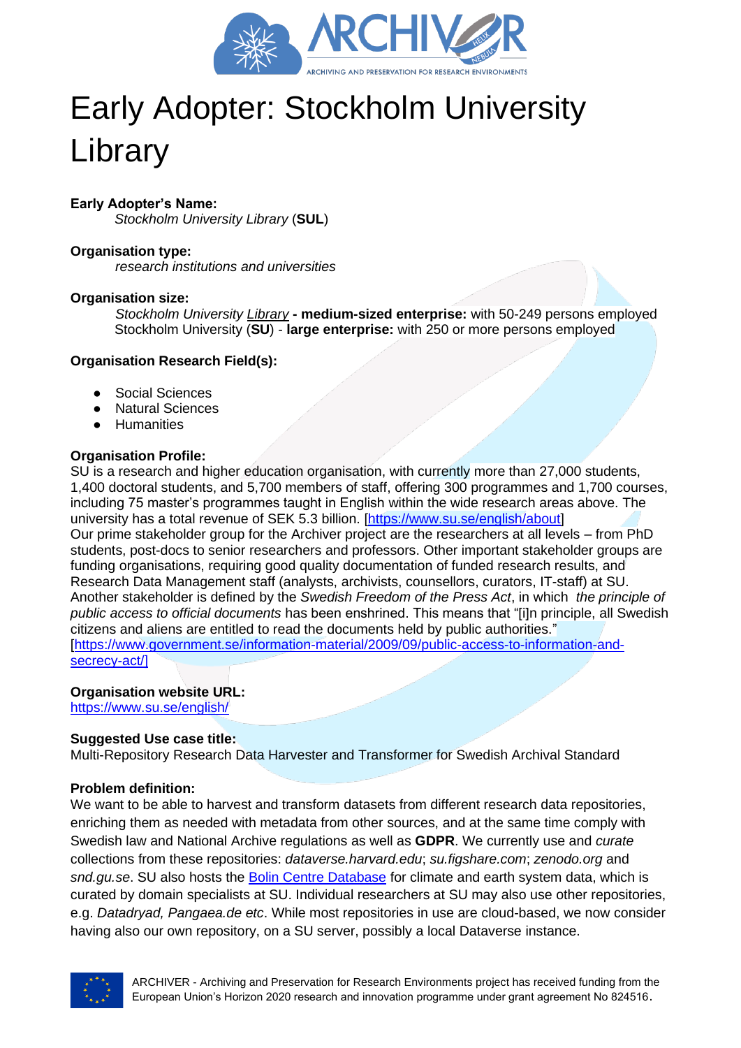# Early Adopter: Stockholm University Library

**Early Adopter's Name:**

*Stockholm University Library* (**SUL**)

**Organisation type:**

*research institutions and universities*

**Organisation size:**

*Stockholm University Library* **- medium-sized enterprise:** with 50-249 persons employed
Stockholm University (**SU**) - **large enterprise:** with 250 or more persons employed

**Organisation Research Field(s):**

- Social Sciences
- Natural Sciences
- Humanities

**Organisation Profile:**

SU is a research and higher education organisation, with currently more than 27,000 students, 1,400 doctoral students, and 5,700 members of staff, offering 300 programmes and 1,700 courses, including 75 master's programmes taught in English within the wide research areas above. The university has a total revenue of SEK 5.3 billion. [https://www.su.se/english/about]
Our prime stakeholder group for the Archiver project are the researchers at all levels – from PhD students, post-docs to senior researchers and professors. Other important stakeholder groups are funding organisations, requiring good quality documentation of funded research results, and Research Data Management staff (analysts, archivists, counsellors, curators, IT-staff) at SU. Another stakeholder is defined by the *Swedish Freedom of the Press Act*, in which *the principle of public access to official documents* has been enshrined. This means that "[i]n principle, all Swedish citizens and aliens are entitled to read the documents held by public authorities." [https://www.government.se/information-material/2009/09/public-access-to-information-and-secrecy-act/]

**Organisation website URL:**

https://www.su.se/english/

**Suggested Use case title:**

Multi-Repository Research Data Harvester and Transformer for Swedish Archival Standard

**Problem definition:**

We want to be able to harvest and transform datasets from different research data repositories, enriching them as needed with metadata from other sources, and at the same time comply with Swedish law and National Archive regulations as well as **GDPR**. We currently use and *curate* collections from these repositories: *dataverse.harvard.edu*; *su.figshare.com*; *zenodo.org* and *snd.gu.se*. SU also hosts the Bolin Centre Database for climate and earth system data, which is curated by domain specialists at SU. Individual researchers at SU may also use other repositories, e.g. *Datadryad, Pangaea.de etc*. While most repositories in use are cloud-based, we now consider having also our own repository, on a SU server, possibly a local Dataverse instance.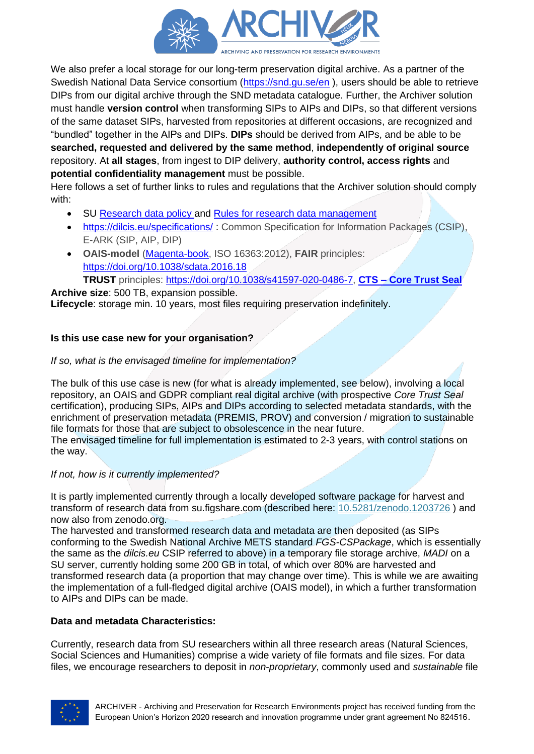We also prefer a local storage for our long-term preservation digital archive. As a partner of the Swedish National Data Service consortium (https://snd.gu.se/en ), users should be able to retrieve DIPs from our digital archive through the SND metadata catalogue. Further, the Archiver solution must handle **version control** when transforming SIPs to AIPs and DIPs, so that different versions of the same dataset SIPs, harvested from repositories at different occasions, are recognized and "bundled" together in the AIPs and DIPs. **DIPs** should be derived from AIPs, and be able to be **searched, requested and delivered by the same method**, **independently of original source** repository. At **all stages**, from ingest to DIP delivery, **authority control, access rights** and **potential confidentiality management** must be possible.

Here follows a set of further links to rules and regulations that the Archiver solution should comply with:

- SU Research data policy and Rules for research data management
- https://dilcis.eu/specifications/ : Common Specification for Information Packages (CSIP), E-ARK (SIP, AIP, DIP)
- **OAIS-model** (Magenta-book, ISO 16363:2012), **FAIR** principles: https://doi.org/10.1038/sdata.2016.18
  **TRUST** principles: https://doi.org/10.1038/s41597-020-0486-7, **CTS – Core Trust Seal**

**Archive size**: 500 TB, expansion possible.
**Lifecycle**: storage min. 10 years, most files requiring preservation indefinitely.

**Is this use case new for your organisation?**

*If so, what is the envisaged timeline for implementation?*

The bulk of this use case is new (for what is already implemented, see below), involving a local repository, an OAIS and GDPR compliant real digital archive (with prospective *Core Trust Seal* certification), producing SIPs, AIPs and DIPs according to selected metadata standards, with the enrichment of preservation metadata (PREMIS, PROV) and conversion / migration to sustainable file formats for those that are subject to obsolescence in the near future.
The envisaged timeline for full implementation is estimated to 2-3 years, with control stations on the way.

*If not, how is it currently implemented?*

It is partly implemented currently through a locally developed software package for harvest and transform of research data from su.figshare.com (described here: 10.5281/zenodo.1203726 ) and now also from zenodo.org.
The harvested and transformed research data and metadata are then deposited (as SIPs conforming to the Swedish National Archive METS standard *FGS-CSPackage*, which is essentially the same as the *dilcis.eu* CSIP referred to above) in a temporary file storage archive, *MADI* on a SU server, currently holding some 200 GB in total, of which over 80% are harvested and transformed research data (a proportion that may change over time). This is while we are awaiting the implementation of a full-fledged digital archive (OAIS model), in which a further transformation to AIPs and DIPs can be made.

**Data and metadata Characteristics:**

Currently, research data from SU researchers within all three research areas (Natural Sciences, Social Sciences and Humanities) comprise a wide variety of file formats and file sizes. For data files, we encourage researchers to deposit in *non-proprietary*, commonly used and *sustainable* file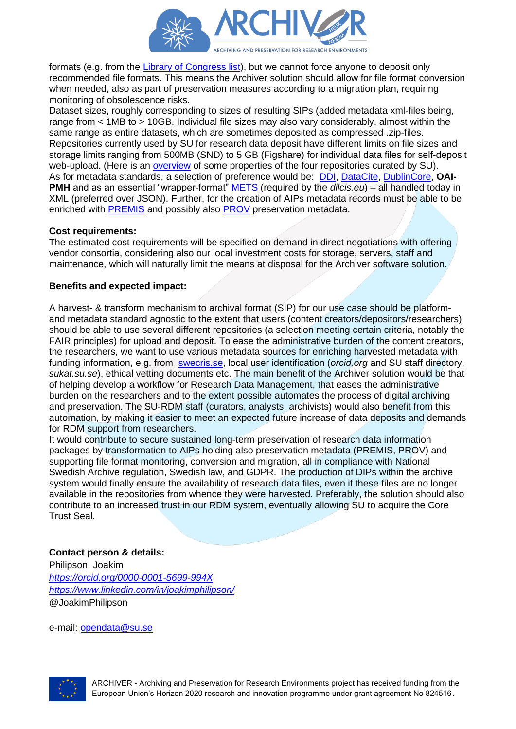formats (e.g. from the [Library of Congress list](#)), but we cannot force anyone to deposit only recommended file formats. This means the Archiver solution should allow for file format conversion when needed, also as part of preservation measures according to a migration plan, requiring monitoring of obsolescence risks.

Dataset sizes, roughly corresponding to sizes of resulting SIPs (added metadata xml-files being, range from < 1MB to > 10GB. Individual file sizes may also vary considerably, almost within the same range as entire datasets, which are sometimes deposited as compressed .zip-files. Repositories currently used by SU for research data deposit have different limits on file sizes and storage limits ranging from 500MB (SND) to 5 GB (Figshare) for individual data files for self-deposit web-upload. (Here is an overview of some properties of the four repositories curated by SU).

As for metadata standards, a selection of preference would be: DDI, DataCite, DublinCore, **OAI-PMH** and as an essential "wrapper-format" METS (required by the *dilcis.eu*) – all handled today in XML (preferred over JSON). Further, for the creation of AIPs metadata records must be able to be enriched with PREMIS and possibly also PROV preservation metadata.

**Cost requirements:**

The estimated cost requirements will be specified on demand in direct negotiations with offering vendor consortia, considering also our local investment costs for storage, servers, staff and maintenance, which will naturally limit the means at disposal for the Archiver software solution.

**Benefits and expected impact:**

A harvest- & transform mechanism to archival format (SIP) for our use case should be platform- and metadata standard agnostic to the extent that users (content creators/depositors/researchers) should be able to use several different repositories (a selection meeting certain criteria, notably the FAIR principles) for upload and deposit. To ease the administrative burden of the content creators, the researchers, we want to use various metadata sources for enriching harvested metadata with funding information, e.g. from swecris.se, local user identification (*orcid.org* and SU staff directory, *sukat.su.se*), ethical vetting documents etc. The main benefit of the Archiver solution would be that of helping develop a workflow for Research Data Management, that eases the administrative burden on the researchers and to the extent possible automates the process of digital archiving and preservation. The SU-RDM staff (curators, analysts, archivists) would also benefit from this automation, by making it easier to meet an expected future increase of data deposits and demands for RDM support from researchers.

It would contribute to secure sustained long-term preservation of research data information packages by transformation to AIPs holding also preservation metadata (PREMIS, PROV) and supporting file format monitoring, conversion and migration, all in compliance with National Swedish Archive regulation, Swedish law, and GDPR. The production of DIPs within the archive system would finally ensure the availability of research data files, even if these files are no longer available in the repositories from whence they were harvested. Preferably, the solution should also contribute to an increased trust in our RDM system, eventually allowing SU to acquire the Core Trust Seal.

**Contact person & details:**

Philipson, Joakim

*https://orcid.org/0000-0001-5699-994X*

*https://www.linkedin.com/in/joakimphilipson/*

@JoakimPhilipson

e-mail: opendata@su.se